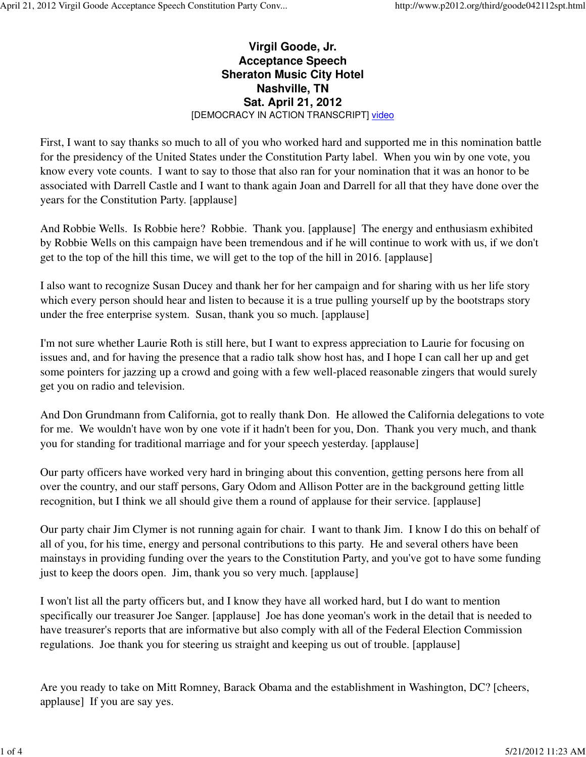**Virgil Goode, Jr.**
**Acceptance Speech**
**Sheraton Music City Hotel**
**Nashville, TN**
**Sat. April 21, 2012**

[DEMOCRACY IN ACTION TRANSCRIPT] video

First, I want to say thanks so much to all of you who worked hard and supported me in this nomination battle for the presidency of the United States under the Constitution Party label. When you win by one vote, you know every vote counts. I want to say to those that also ran for your nomination that it was an honor to be associated with Darrell Castle and I want to thank again Joan and Darrell for all that they have done over the years for the Constitution Party. [applause]

And Robbie Wells. Is Robbie here? Robbie. Thank you. [applause] The energy and enthusiasm exhibited by Robbie Wells on this campaign have been tremendous and if he will continue to work with us, if we don't get to the top of the hill this time, we will get to the top of the hill in 2016. [applause]

I also want to recognize Susan Ducey and thank her for her campaign and for sharing with us her life story which every person should hear and listen to because it is a true pulling yourself up by the bootstraps story under the free enterprise system. Susan, thank you so much. [applause]

I'm not sure whether Laurie Roth is still here, but I want to express appreciation to Laurie for focusing on issues and, and for having the presence that a radio talk show host has, and I hope I can call her up and get some pointers for jazzing up a crowd and going with a few well-placed reasonable zingers that would surely get you on radio and television.

And Don Grundmann from California, got to really thank Don. He allowed the California delegations to vote for me. We wouldn't have won by one vote if it hadn't been for you, Don. Thank you very much, and thank you for standing for traditional marriage and for your speech yesterday. [applause]

Our party officers have worked very hard in bringing about this convention, getting persons here from all over the country, and our staff persons, Gary Odom and Allison Potter are in the background getting little recognition, but I think we all should give them a round of applause for their service. [applause]

Our party chair Jim Clymer is not running again for chair. I want to thank Jim. I know I do this on behalf of all of you, for his time, energy and personal contributions to this party. He and several others have been mainstays in providing funding over the years to the Constitution Party, and you've got to have some funding just to keep the doors open. Jim, thank you so very much. [applause]

I won't list all the party officers but, and I know they have all worked hard, but I do want to mention specifically our treasurer Joe Sanger. [applause] Joe has done yeoman's work in the detail that is needed to have treasurer's reports that are informative but also comply with all of the Federal Election Commission regulations. Joe thank you for steering us straight and keeping us out of trouble. [applause]

Are you ready to take on Mitt Romney, Barack Obama and the establishment in Washington, DC? [cheers, applause] If you are say yes.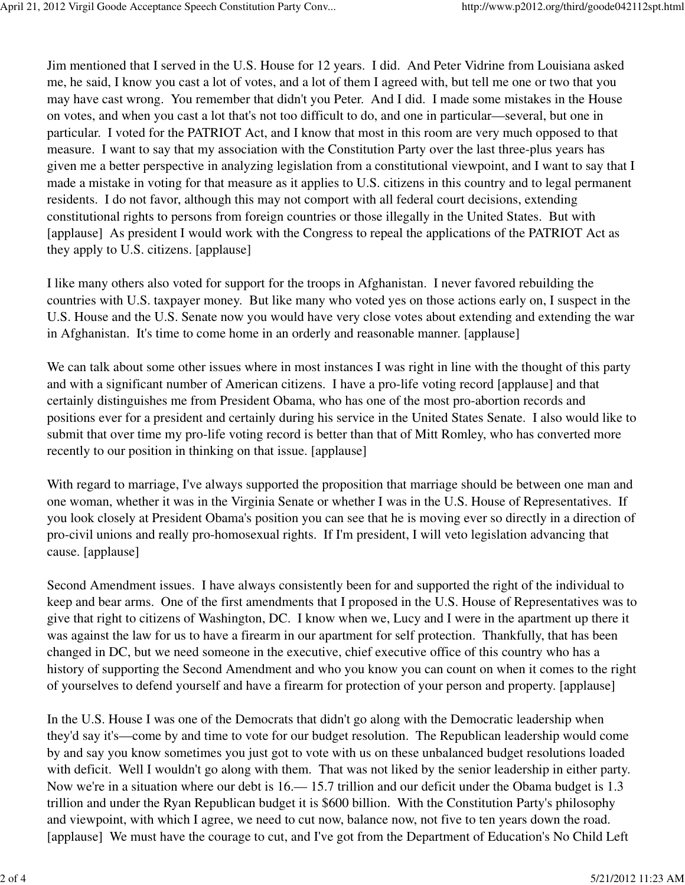Jim mentioned that I served in the U.S. House for 12 years. I did. And Peter Vidrine from Louisiana asked me, he said, I know you cast a lot of votes, and a lot of them I agreed with, but tell me one or two that you may have cast wrong. You remember that didn't you Peter. And I did. I made some mistakes in the House on votes, and when you cast a lot that's not too difficult to do, and one in particular—several, but one in particular. I voted for the PATRIOT Act, and I know that most in this room are very much opposed to that measure. I want to say that my association with the Constitution Party over the last three-plus years has given me a better perspective in analyzing legislation from a constitutional viewpoint, and I want to say that I made a mistake in voting for that measure as it applies to U.S. citizens in this country and to legal permanent residents. I do not favor, although this may not comport with all federal court decisions, extending constitutional rights to persons from foreign countries or those illegally in the United States. But with [applause] As president I would work with the Congress to repeal the applications of the PATRIOT Act as they apply to U.S. citizens. [applause]

I like many others also voted for support for the troops in Afghanistan. I never favored rebuilding the countries with U.S. taxpayer money. But like many who voted yes on those actions early on, I suspect in the U.S. House and the U.S. Senate now you would have very close votes about extending and extending the war in Afghanistan. It's time to come home in an orderly and reasonable manner. [applause]

We can talk about some other issues where in most instances I was right in line with the thought of this party and with a significant number of American citizens. I have a pro-life voting record [applause] and that certainly distinguishes me from President Obama, who has one of the most pro-abortion records and positions ever for a president and certainly during his service in the United States Senate. I also would like to submit that over time my pro-life voting record is better than that of Mitt Romley, who has converted more recently to our position in thinking on that issue. [applause]

With regard to marriage, I've always supported the proposition that marriage should be between one man and one woman, whether it was in the Virginia Senate or whether I was in the U.S. House of Representatives. If you look closely at President Obama's position you can see that he is moving ever so directly in a direction of pro-civil unions and really pro-homosexual rights. If I'm president, I will veto legislation advancing that cause. [applause]

Second Amendment issues. I have always consistently been for and supported the right of the individual to keep and bear arms. One of the first amendments that I proposed in the U.S. House of Representatives was to give that right to citizens of Washington, DC. I know when we, Lucy and I were in the apartment up there it was against the law for us to have a firearm in our apartment for self protection. Thankfully, that has been changed in DC, but we need someone in the executive, chief executive office of this country who has a history of supporting the Second Amendment and who you know you can count on when it comes to the right of yourselves to defend yourself and have a firearm for protection of your person and property. [applause]

In the U.S. House I was one of the Democrats that didn't go along with the Democratic leadership when they'd say it's—come by and time to vote for our budget resolution. The Republican leadership would come by and say you know sometimes you just got to vote with us on these unbalanced budget resolutions loaded with deficit. Well I wouldn't go along with them. That was not liked by the senior leadership in either party. Now we're in a situation where our debt is 16.— 15.7 trillion and our deficit under the Obama budget is 1.3 trillion and under the Ryan Republican budget it is $600 billion. With the Constitution Party's philosophy and viewpoint, with which I agree, we need to cut now, balance now, not five to ten years down the road. [applause] We must have the courage to cut, and I've got from the Department of Education's No Child Left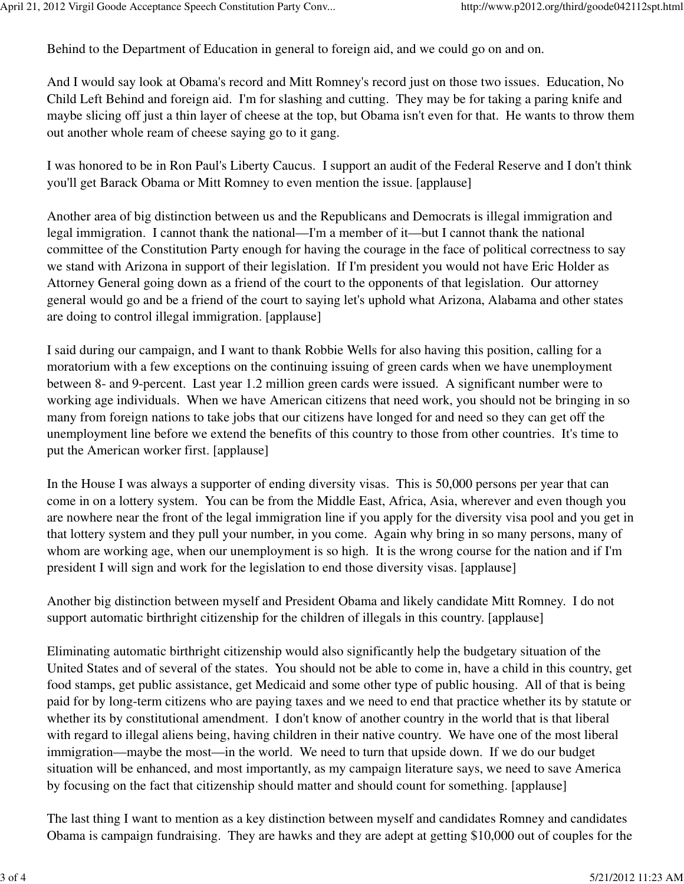Behind to the Department of Education in general to foreign aid, and we could go on and on.

And I would say look at Obama's record and Mitt Romney's record just on those two issues. Education, No Child Left Behind and foreign aid. I'm for slashing and cutting. They may be for taking a paring knife and maybe slicing off just a thin layer of cheese at the top, but Obama isn't even for that. He wants to throw them out another whole ream of cheese saying go to it gang.

I was honored to be in Ron Paul's Liberty Caucus. I support an audit of the Federal Reserve and I don't think you'll get Barack Obama or Mitt Romney to even mention the issue. [applause]

Another area of big distinction between us and the Republicans and Democrats is illegal immigration and legal immigration. I cannot thank the national—I'm a member of it—but I cannot thank the national committee of the Constitution Party enough for having the courage in the face of political correctness to say we stand with Arizona in support of their legislation. If I'm president you would not have Eric Holder as Attorney General going down as a friend of the court to the opponents of that legislation. Our attorney general would go and be a friend of the court to saying let's uphold what Arizona, Alabama and other states are doing to control illegal immigration. [applause]

I said during our campaign, and I want to thank Robbie Wells for also having this position, calling for a moratorium with a few exceptions on the continuing issuing of green cards when we have unemployment between 8- and 9-percent. Last year 1.2 million green cards were issued. A significant number were to working age individuals. When we have American citizens that need work, you should not be bringing in so many from foreign nations to take jobs that our citizens have longed for and need so they can get off the unemployment line before we extend the benefits of this country to those from other countries. It's time to put the American worker first. [applause]

In the House I was always a supporter of ending diversity visas. This is 50,000 persons per year that can come in on a lottery system. You can be from the Middle East, Africa, Asia, wherever and even though you are nowhere near the front of the legal immigration line if you apply for the diversity visa pool and you get in that lottery system and they pull your number, in you come. Again why bring in so many persons, many of whom are working age, when our unemployment is so high. It is the wrong course for the nation and if I'm president I will sign and work for the legislation to end those diversity visas. [applause]

Another big distinction between myself and President Obama and likely candidate Mitt Romney. I do not support automatic birthright citizenship for the children of illegals in this country. [applause]

Eliminating automatic birthright citizenship would also significantly help the budgetary situation of the United States and of several of the states. You should not be able to come in, have a child in this country, get food stamps, get public assistance, get Medicaid and some other type of public housing. All of that is being paid for by long-term citizens who are paying taxes and we need to end that practice whether its by statute or whether its by constitutional amendment. I don't know of another country in the world that is that liberal with regard to illegal aliens being, having children in their native country. We have one of the most liberal immigration—maybe the most—in the world. We need to turn that upside down. If we do our budget situation will be enhanced, and most importantly, as my campaign literature says, we need to save America by focusing on the fact that citizenship should matter and should count for something. [applause]

The last thing I want to mention as a key distinction between myself and candidates Romney and candidates Obama is campaign fundraising. They are hawks and they are adept at getting $10,000 out of couples for the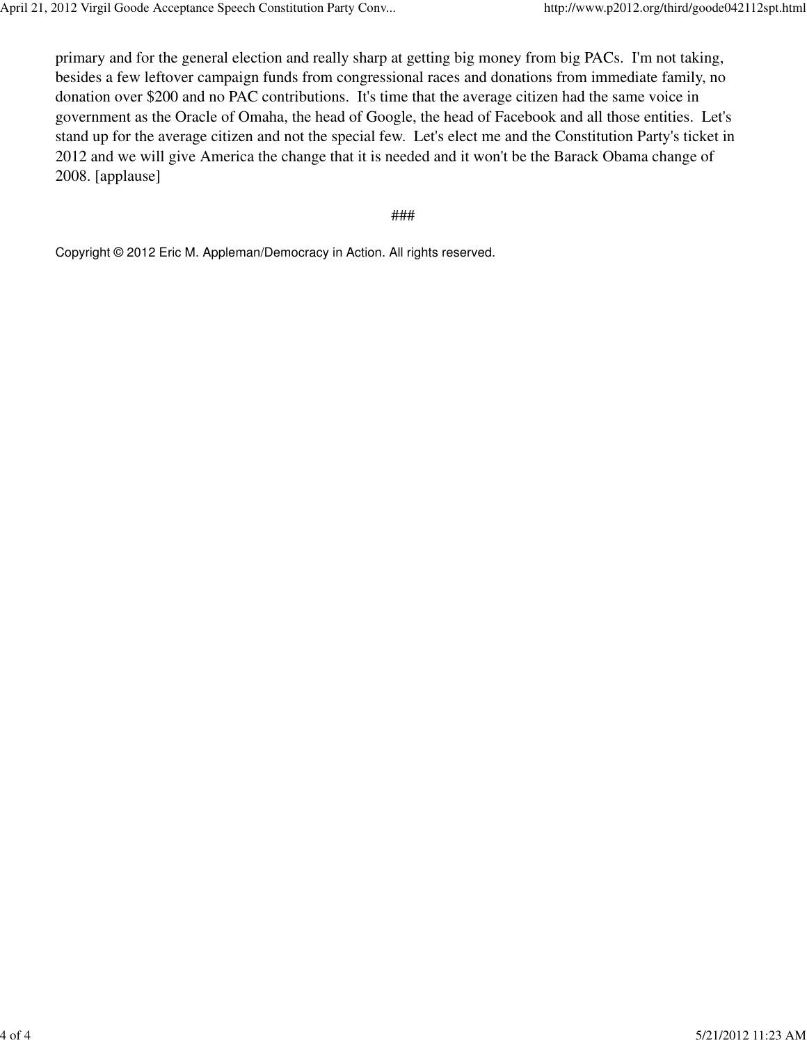primary and for the general election and really sharp at getting big money from big PACs. I'm not taking, besides a few leftover campaign funds from congressional races and donations from immediate family, no donation over $200 and no PAC contributions. It's time that the average citizen had the same voice in government as the Oracle of Omaha, the head of Google, the head of Facebook and all those entities. Let's stand up for the average citizen and not the special few. Let's elect me and the Constitution Party's ticket in 2012 and we will give America the change that it is needed and it won't be the Barack Obama change of 2008. [applause]

###

Copyright © 2012 Eric M. Appleman/Democracy in Action. All rights reserved.